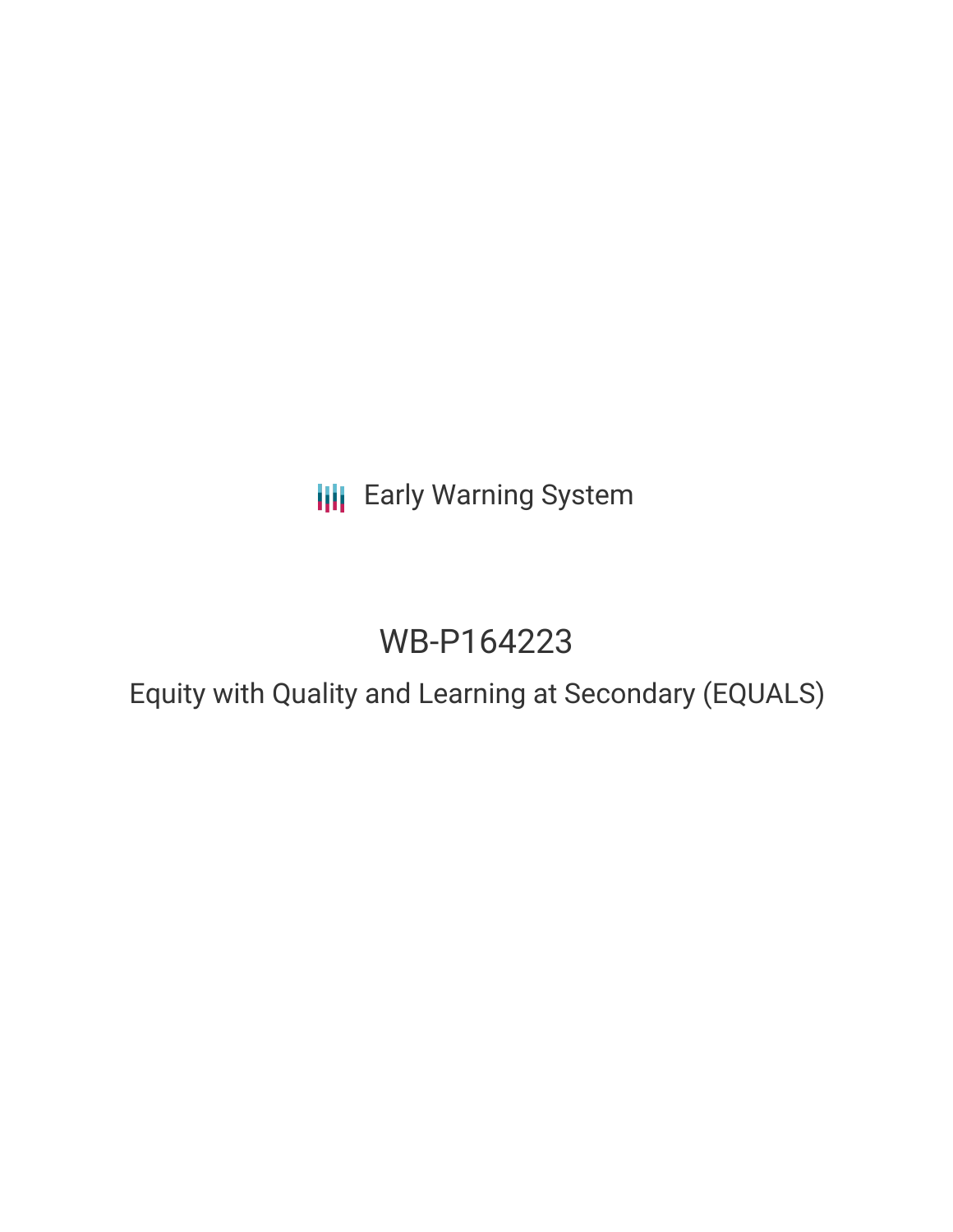Early Warning System

# WB-P164223

## Equity with Quality and Learning at Secondary (EQUALS)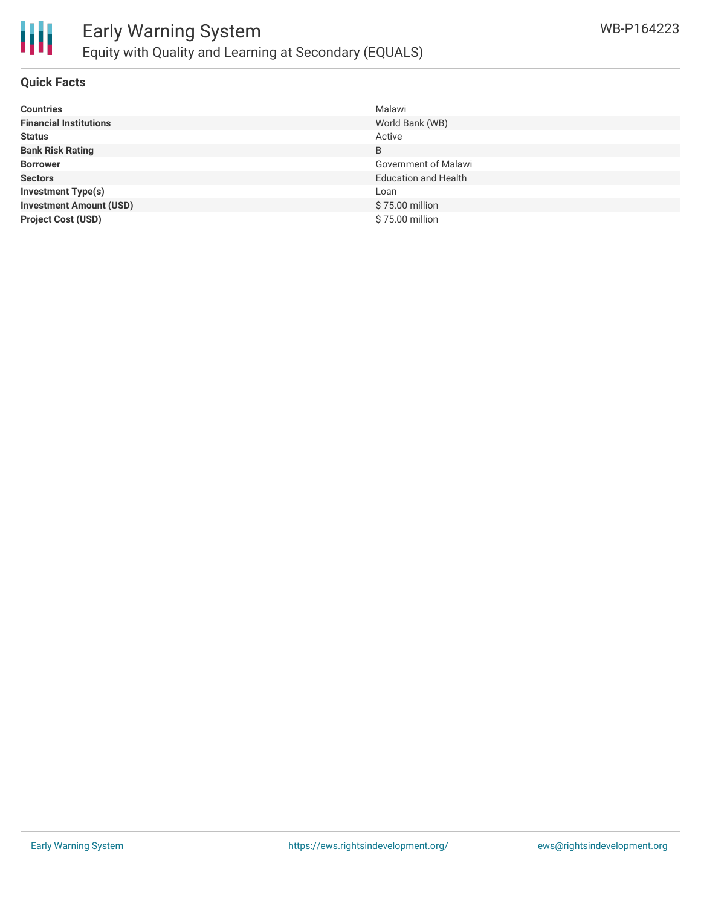## Quick Facts

| | |
|---|---|
| **Countries** | Malawi |
| **Financial Institutions** | World Bank (WB) |
| **Status** | Active |
| **Bank Risk Rating** | B |
| **Borrower** | Government of Malawi |
| **Sectors** | Education and Health |
| **Investment Type(s)** | Loan |
| **Investment Amount (USD)** | $ 75.00 million |
| **Project Cost (USD)** | $ 75.00 million |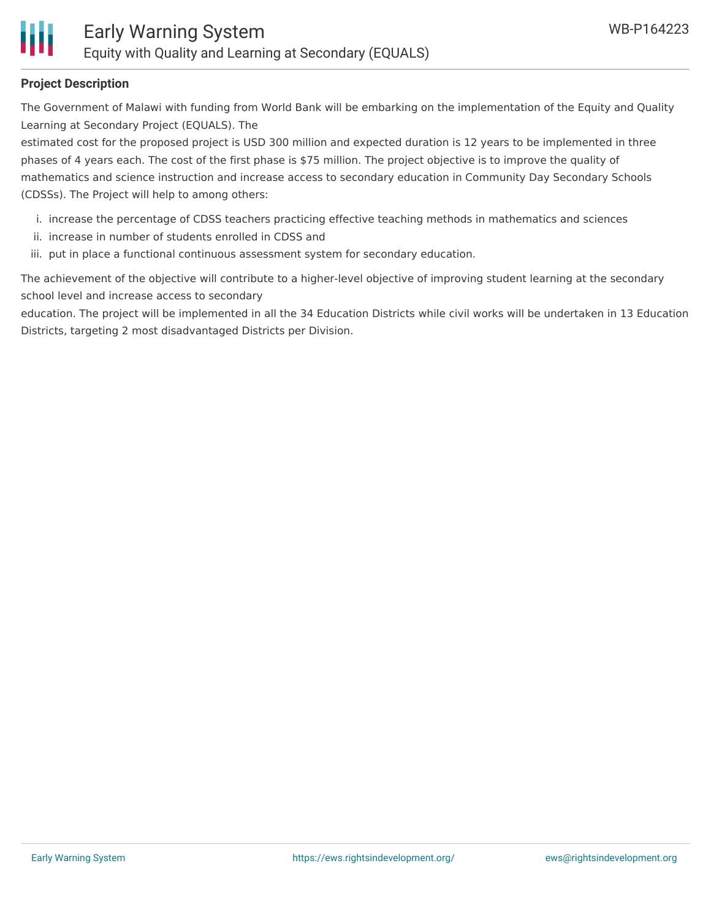**Project Description**

The Government of Malawi with funding from World Bank will be embarking on the implementation of the Equity and Quality Learning at Secondary Project (EQUALS). The estimated cost for the proposed project is USD 300 million and expected duration is 12 years to be implemented in three phases of 4 years each. The cost of the first phase is $75 million. The project objective is to improve the quality of mathematics and science instruction and increase access to secondary education in Community Day Secondary Schools (CDSSs). The Project will help to among others:

i. increase the percentage of CDSS teachers practicing effective teaching methods in mathematics and sciences
ii. increase in number of students enrolled in CDSS and
iii. put in place a functional continuous assessment system for secondary education.

The achievement of the objective will contribute to a higher-level objective of improving student learning at the secondary school level and increase access to secondary education. The project will be implemented in all the 34 Education Districts while civil works will be undertaken in 13 Education Districts, targeting 2 most disadvantaged Districts per Division.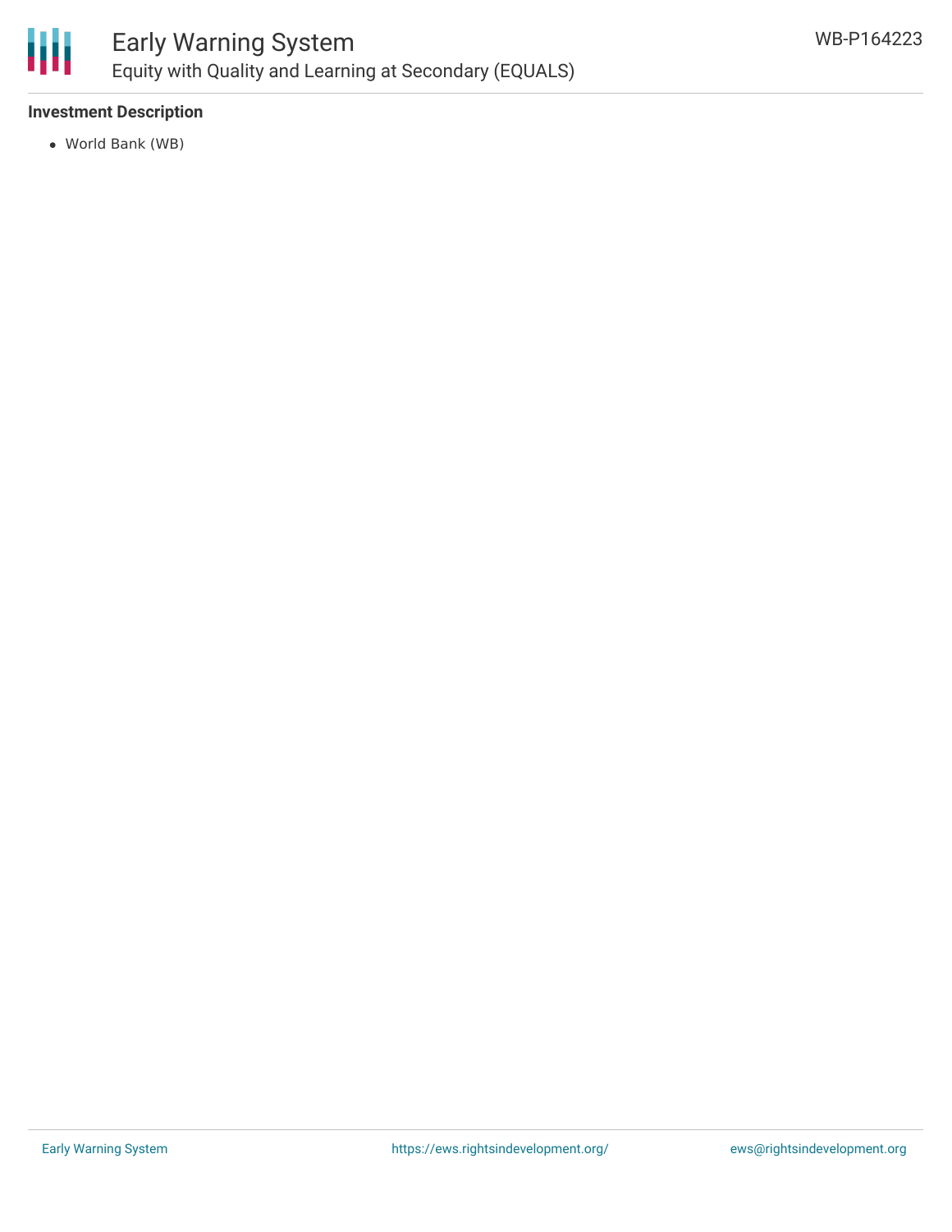### Investment Description

- World Bank (WB)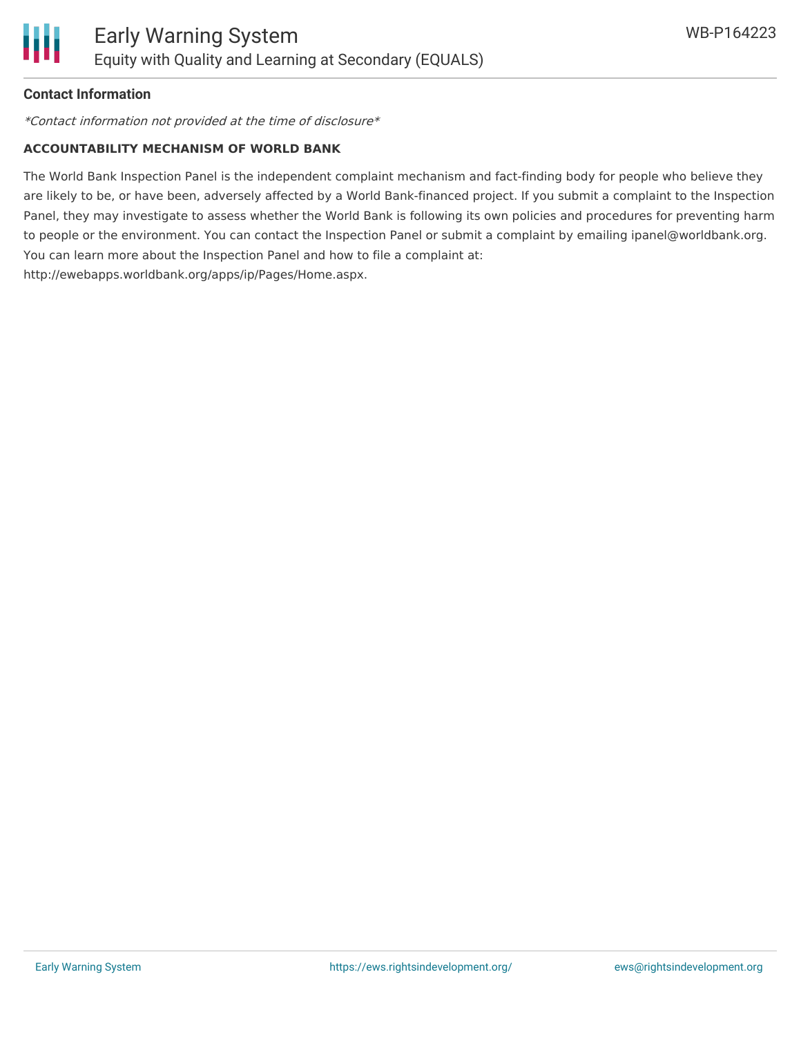**Contact Information**

*\*Contact information not provided at the time of disclosure\**

**ACCOUNTABILITY MECHANISM OF WORLD BANK**

The World Bank Inspection Panel is the independent complaint mechanism and fact-finding body for people who believe they are likely to be, or have been, adversely affected by a World Bank-financed project. If you submit a complaint to the Inspection Panel, they may investigate to assess whether the World Bank is following its own policies and procedures for preventing harm to people or the environment. You can contact the Inspection Panel or submit a complaint by emailing ipanel@worldbank.org. You can learn more about the Inspection Panel and how to file a complaint at: http://ewebapps.worldbank.org/apps/ip/Pages/Home.aspx.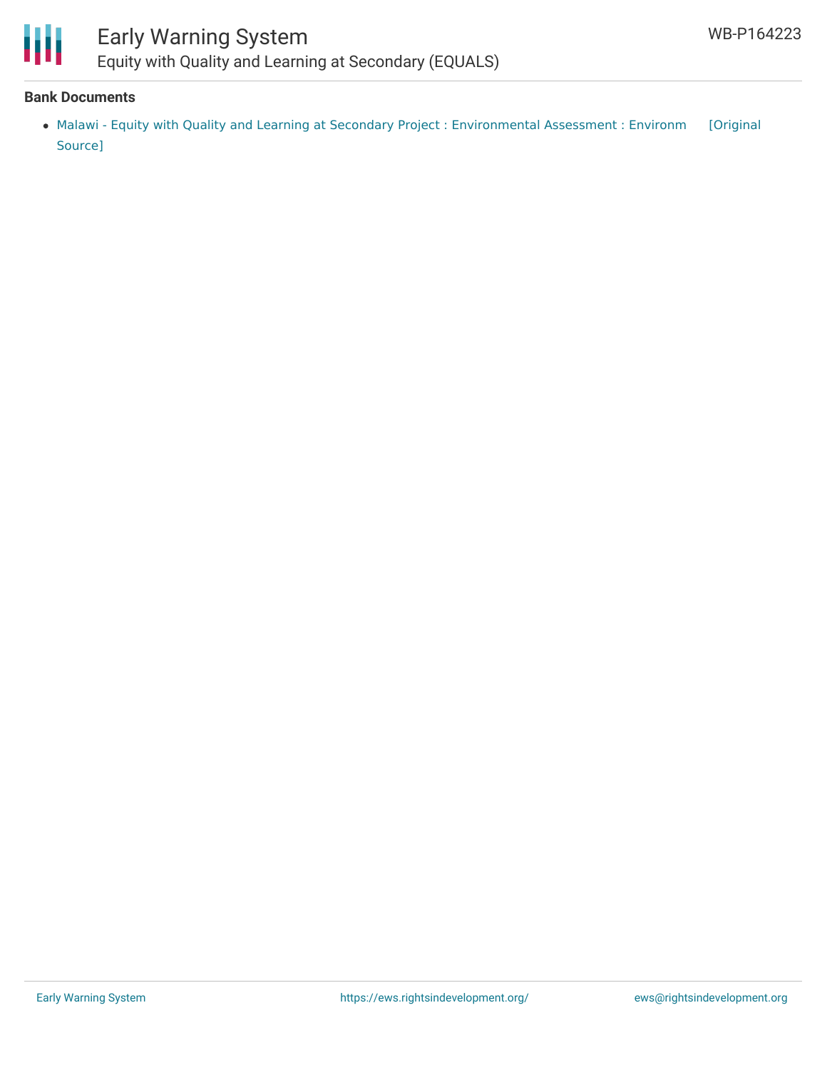# Early Warning System

Equity with Quality and Learning at Secondary (EQUALS)

WB-P164223

**Bank Documents**

- Malawi - Equity with Quality and Learning at Secondary Project : Environmental Assessment : Environm [Original Source]